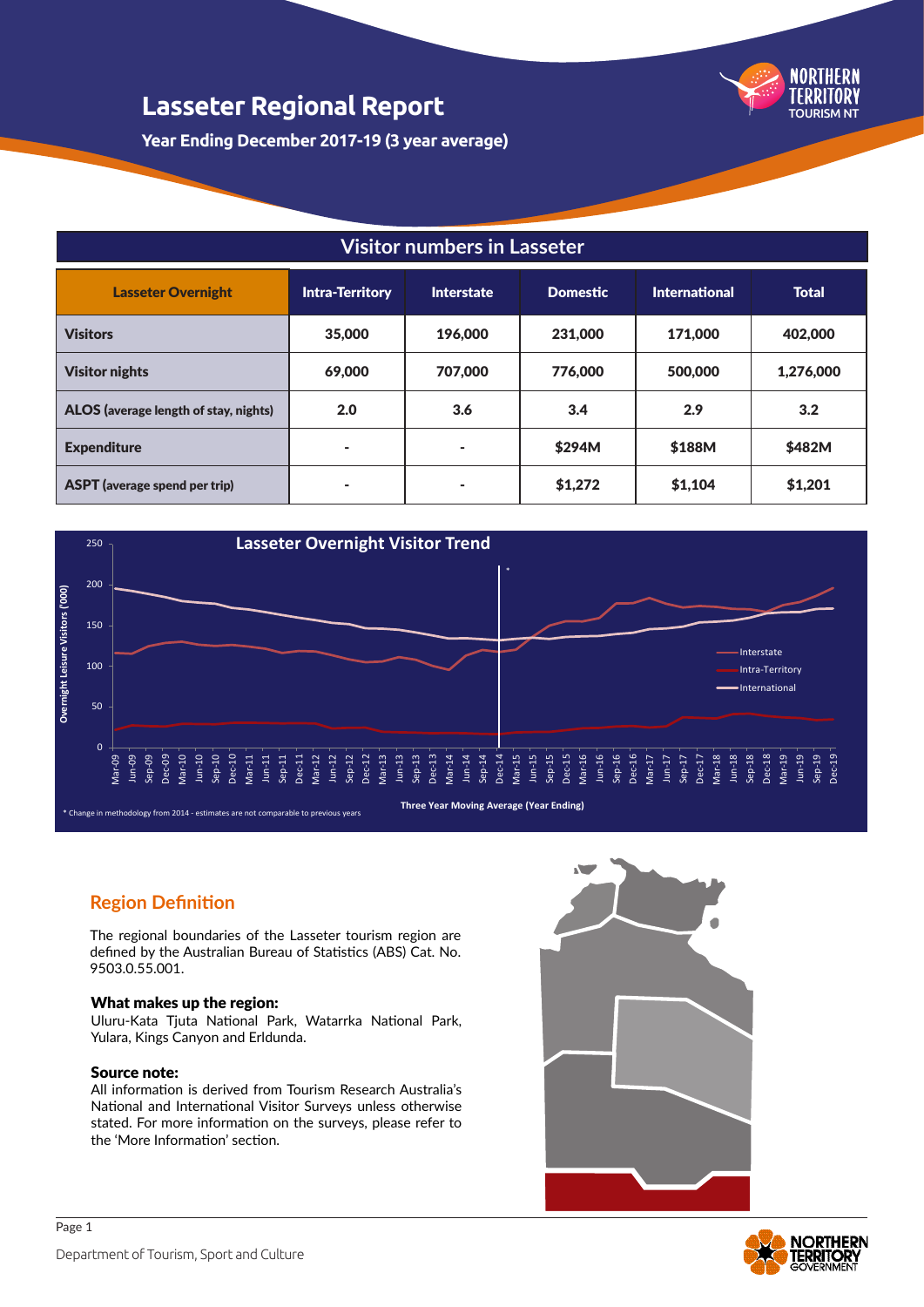# Lasseter Regional Report

**Year Ending December 2017-19 (3 year average)**

## Visitor numbers in Lasseter

| Lasseter Overnight | Intra-Territory | Interstate | Domestic | International | Total |
|---|---|---|---|---|---|
| **Visitors** | 35,000 | 196,000 | 231,000 | 171,000 | 402,000 |
| **Visitor nights** | 69,000 | 707,000 | 776,000 | 500,000 | 1,276,000 |
| **ALOS** (average length of stay, nights) | 2.0 | 3.6 | 3.4 | 2.9 | 3.2 |
| **Expenditure** | - | - | $294M | $188M | $482M |
| **ASPT** (average spend per trip) | - | - | $1,272 | $1,104 | $1,201 |

**Lasseter Overnight Visitor Trend**

Overnight Leisure Visitors ('000)

Three Year Moving Average (Year Ending)

Series: Interstate, Intra-Territory, International

\* Change in methodology from 2014 - estimates are not comparable to previous years

## Region Definition

The regional boundaries of the Lasseter tourism region are defined by the Australian Bureau of Statistics (ABS) Cat. No. 9503.0.55.001.

### What makes up the region:

Uluru-Kata Tjuta National Park, Watarrka National Park, Yulara, Kings Canyon and Erldunda.

### Source note:

All information is derived from Tourism Research Australia's National and International Visitor Surveys unless otherwise stated. For more information on the surveys, please refer to the 'More Information' section.

Department of Tourism, Sport and Culture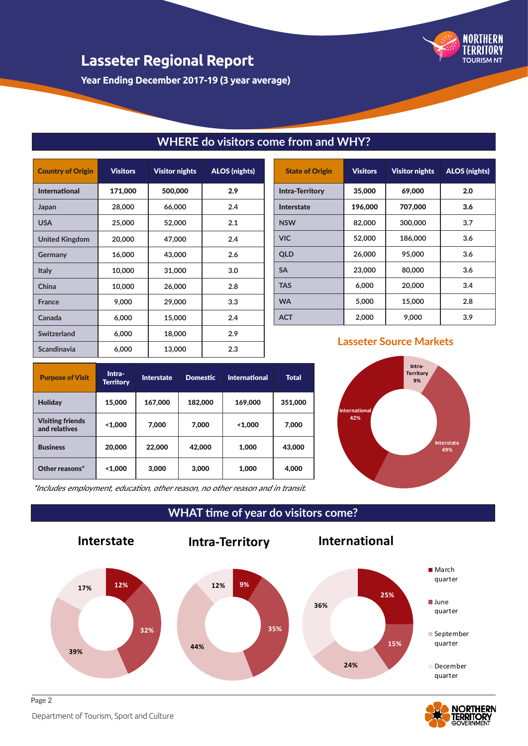# Lasseter Regional Report

**Year Ending December 2017-19 (3 year average)**

## WHERE do visitors come from and WHY?

| Country of Origin | Visitors | Visitor nights | ALOS (nights) |
|---|---|---|---|
| **International** | **171,000** | **500,000** | **2.9** |
| Japan | 28,000 | 66,000 | 2.4 |
| USA | 25,000 | 52,000 | 2.1 |
| United Kingdom | 20,000 | 47,000 | 2.4 |
| Germany | 16,000 | 43,000 | 2.6 |
| Italy | 10,000 | 31,000 | 3.0 |
| China | 10,000 | 26,000 | 2.8 |
| France | 9,000 | 29,000 | 3.3 |
| Canada | 6,000 | 15,000 | 2.4 |
| Switzerland | 6,000 | 18,000 | 2.9 |
| Scandinavia | 6,000 | 13,000 | 2.3 |

| State of Origin | Visitors | Visitor nights | ALOS (nights) |
|---|---|---|---|
| **Intra-Territory** | **35,000** | **69,000** | **2.0** |
| **Interstate** | **196,000** | **707,000** | **3.6** |
| NSW | 82,000 | 300,000 | 3.7 |
| VIC | 52,000 | 186,000 | 3.6 |
| QLD | 26,000 | 95,000 | 3.6 |
| SA | 23,000 | 80,000 | 3.6 |
| TAS | 6,000 | 20,000 | 3.4 |
| WA | 5,000 | 15,000 | 2.8 |
| ACT | 2,000 | 9,000 | 3.9 |

| Purpose of Visit | Intra-Territory | Interstate | Domestic | International | Total |
|---|---|---|---|---|---|
| **Holiday** | 15,000 | 167,000 | 182,000 | 169,000 | 351,000 |
| **Visiting friends and relatives** | <1,000 | 7,000 | 7,000 | <1,000 | 7,000 |
| **Business** | 20,000 | 22,000 | 42,000 | 1,000 | 43,000 |
| **Other reasons*** | <1,000 | 3,000 | 3,000 | 1,000 | 4,000 |

*\*Includes employment, education, other reason, no other reason and in transit.*

### Lasseter Source Markets

| Source | Share |
|---|---|
| Intra-Territory | 9% |
| Interstate | 49% |
| International | 42% |

## WHAT time of year do visitors come?

| Quarter | Interstate | Intra-Territory | International |
|---|---|---|---|
| March quarter | 12% | 9% | 25% |
| June quarter | 32% | 35% | 15% |
| September quarter | 39% | 44% | 24% |
| December quarter | 17% | 12% | 36% |

Department of Tourism, Sport and Culture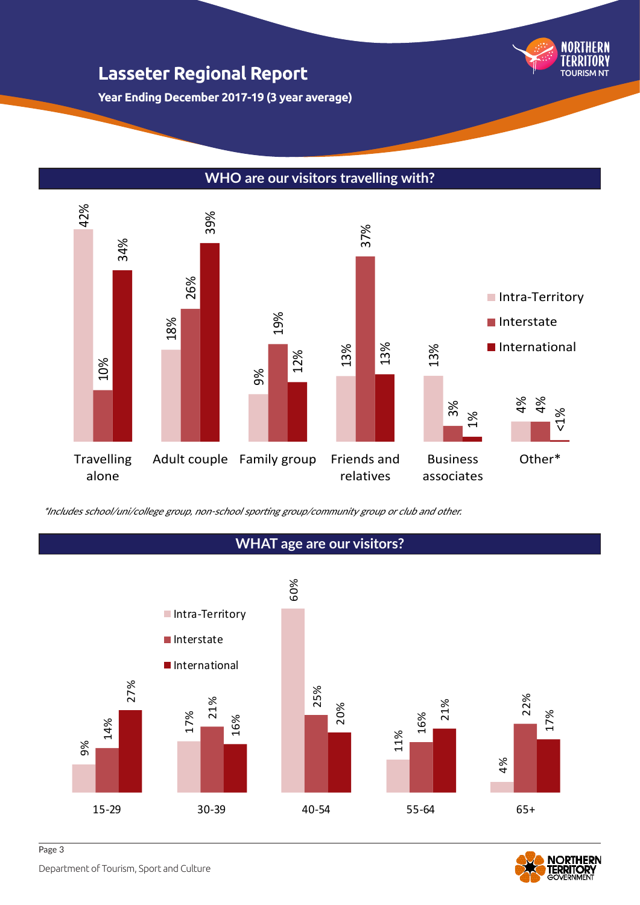# Lasseter Regional Report

**Year Ending December 2017-19 (3 year average)**

## WHO are our visitors travelling with?

| | Intra-Territory | Interstate | International |
|---|---|---|---|
| Travelling alone | 42% | 10% | 34% |
| Adult couple | 18% | 26% | 39% |
| Family group | 9% | 19% | 12% |
| Friends and relatives | 13% | 37% | 13% |
| Business associates | 13% | 3% | 1% |
| Other* | 4% | 4% | <1% |

*Includes school/uni/college group, non-school sporting group/community group or club and other.*

## WHAT age are our visitors?

| | Intra-Territory | Interstate | International |
|---|---|---|---|
| 15-29 | 9% | 14% | 27% |
| 30-39 | 17% | 21% | 16% |
| 40-54 | 60% | 25% | 20% |
| 55-64 | 11% | 16% | 21% |
| 65+ | 4% | 22% | 17% |

Department of Tourism, Sport and Culture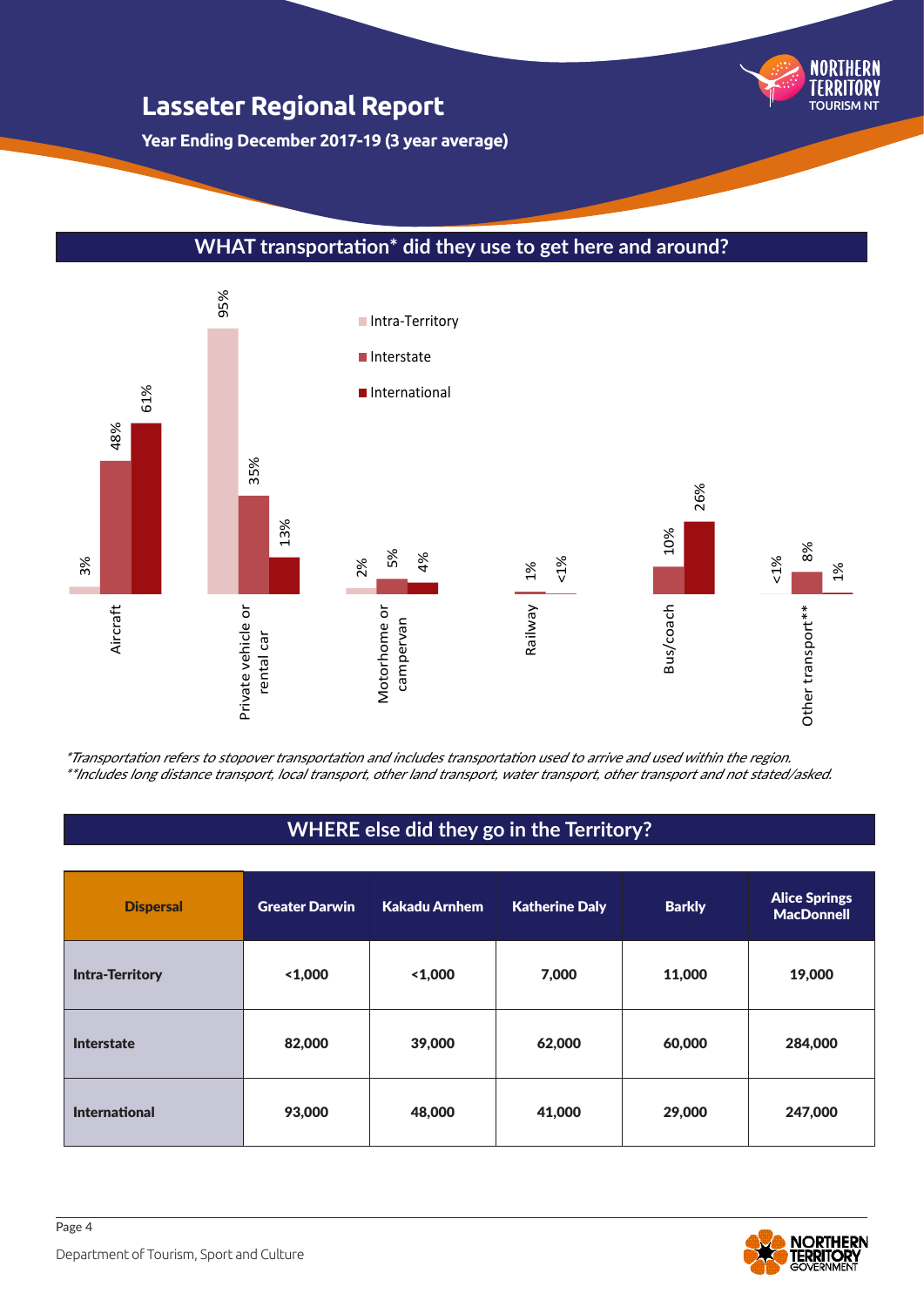# Lasseter Regional Report

**Year Ending December 2017-19 (3 year average)**

## WHAT transportation* did they use to get here and around?

| Transport | Intra-Territory | Interstate | International |
|---|---|---|---|
| Aircraft | 3% | 48% | 61% |
| Private vehicle or rental car | 95% | 35% | 13% |
| Motorhome or campervan | 2% | 5% | 4% |
| Railway | | 1% | <1% |
| Bus/coach | | 10% | 26% |
| Other transport** | <1% | 8% | 1% |

*\*Transportation refers to stopover transportation and includes transportation used to arrive and used within the region.*
*\*\*Includes long distance transport, local transport, other land transport, water transport, other transport and not stated/asked.*

## WHERE else did they go in the Territory?

| Dispersal | Greater Darwin | Kakadu Arnhem | Katherine Daly | Barkly | Alice Springs MacDonnell |
|---|---|---|---|---|---|
| **Intra-Territory** | <1,000 | <1,000 | 7,000 | 11,000 | 19,000 |
| **Interstate** | 82,000 | 39,000 | 62,000 | 60,000 | 284,000 |
| **International** | 93,000 | 48,000 | 41,000 | 29,000 | 247,000 |

Department of Tourism, Sport and Culture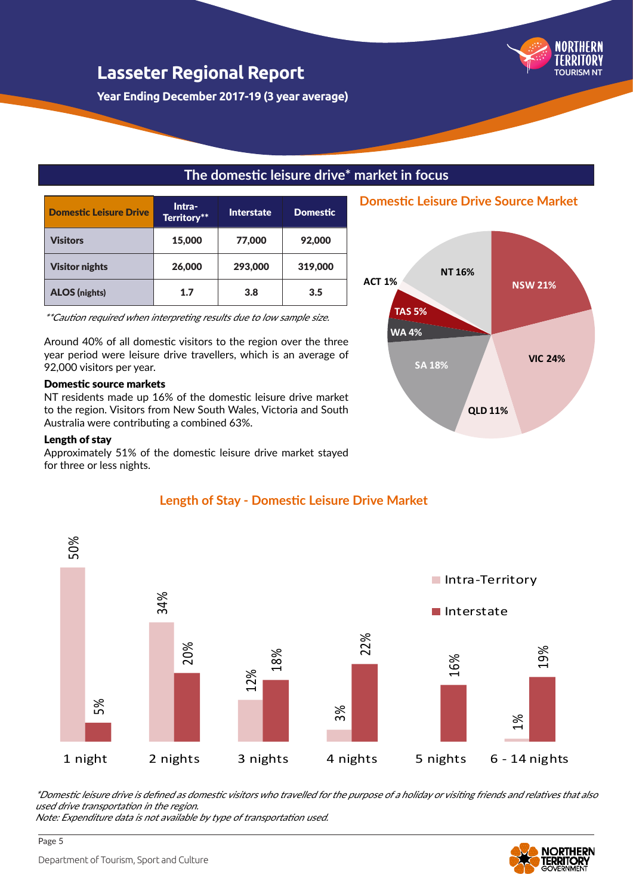# Lasseter Regional Report

**Year Ending December 2017-19 (3 year average)**

## The domestic leisure drive* market in focus

| Domestic Leisure Drive | Intra-Territory** | Interstate | Domestic |
|---|---|---|---|
| Visitors | 15,000 | 77,000 | 92,000 |
| Visitor nights | 26,000 | 293,000 | 319,000 |
| ALOS (nights) | 1.7 | 3.8 | 3.5 |

*\*\*Caution required when interpreting results due to low sample size.*

Around 40% of all domestic visitors to the region over the three year period were leisure drive travellers, which is an average of 92,000 visitors per year.

**Domestic source markets**

NT residents made up 16% of the domestic leisure drive market to the region. Visitors from New South Wales, Victoria and South Australia were contributing a combined 63%.

**Length of stay**

Approximately 51% of the domestic leisure drive market stayed for three or less nights.

### Domestic Leisure Drive Source Market

| Source | Share |
|---|---|
| NSW | 21% |
| VIC | 24% |
| QLD | 11% |
| SA | 18% |
| WA | 4% |
| TAS | 5% |
| ACT | 1% |
| NT | 16% |

### Length of Stay - Domestic Leisure Drive Market

| Length of stay | Intra-Territory | Interstate |
|---|---|---|
| 1 night | 50% | 5% |
| 2 nights | 34% | 20% |
| 3 nights | 12% | 18% |
| 4 nights | 3% | 22% |
| 5 nights | | 16% |
| 6 - 14 nights | 1% | 19% |

*\*Domestic leisure drive is defined as domestic visitors who travelled for the purpose of a holiday or visiting friends and relatives that also used drive transportation in the region.*
*Note: Expenditure data is not available by type of transportation used.*

Department of Tourism, Sport and Culture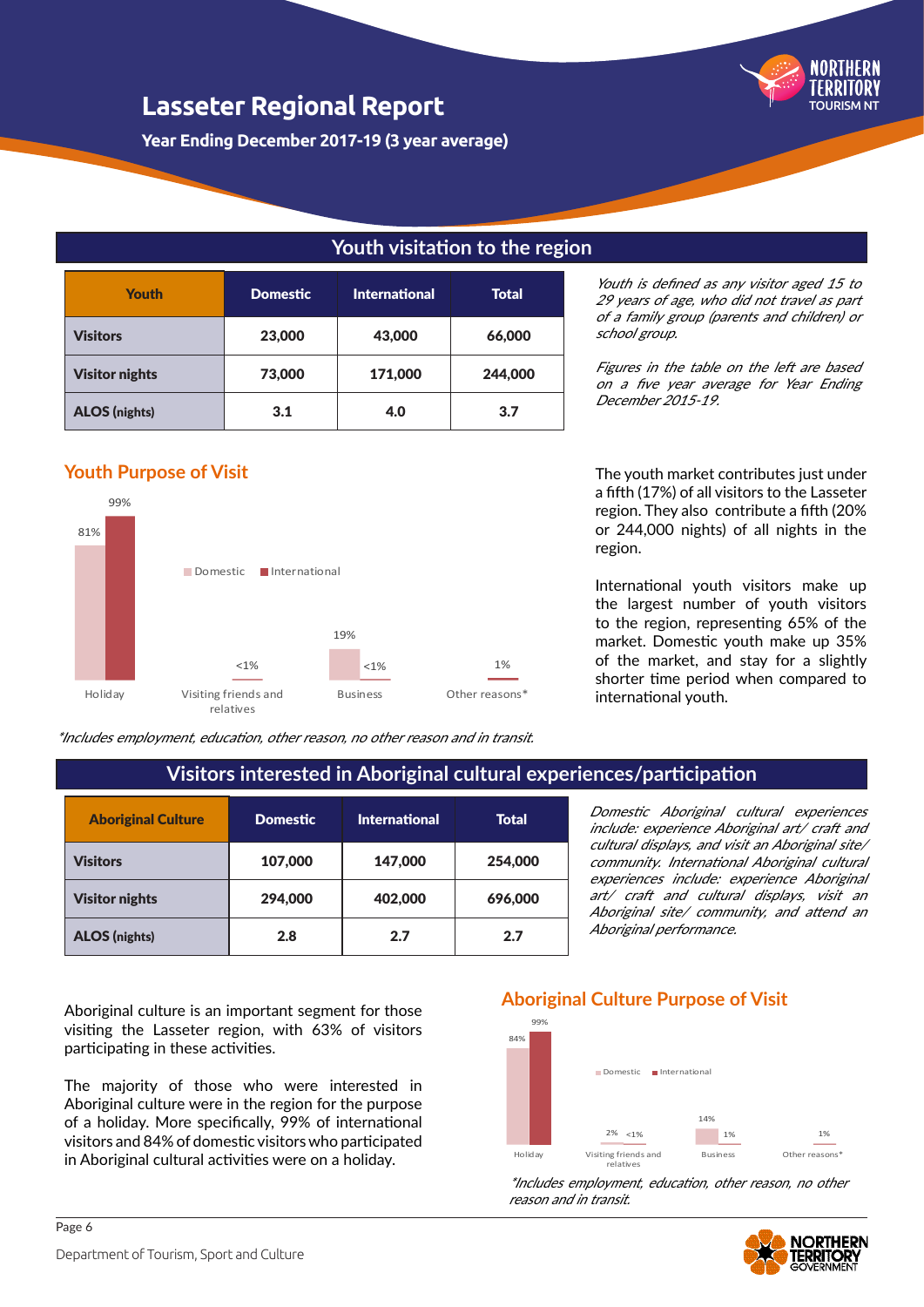# Lasseter Regional Report

**Year Ending December 2017-19 (3 year average)**

## Youth visitation to the region

| Youth | Domestic | International | Total |
|---|---|---|---|
| **Visitors** | 23,000 | 43,000 | 66,000 |
| **Visitor nights** | 73,000 | 171,000 | 244,000 |
| **ALOS (nights)** | 3.1 | 4.0 | 3.7 |

*Youth is defined as any visitor aged 15 to 29 years of age, who did not travel as part of a family group (parents and children) or school group.*

*Figures in the table on the left are based on a five year average for Year Ending December 2015-19.*

### Youth Purpose of Visit

| | Domestic | International |
|---|---|---|
| Holiday | 81% | 99% |
| Visiting friends and relatives | <1% | |
| Business | 19% | <1% |
| Other reasons* | | 1% |

*Includes employment, education, other reason, no other reason and in transit.*

The youth market contributes just under a fifth (17%) of all visitors to the Lasseter region. They also contribute a fifth (20% or 244,000 nights) of all nights in the region.

International youth visitors make up the largest number of youth visitors to the region, representing 65% of the market. Domestic youth make up 35% of the market, and stay for a slightly shorter time period when compared to international youth.

## Visitors interested in Aboriginal cultural experiences/participation

| Aboriginal Culture | Domestic | International | Total |
|---|---|---|---|
| **Visitors** | 107,000 | 147,000 | 254,000 |
| **Visitor nights** | 294,000 | 402,000 | 696,000 |
| **ALOS (nights)** | 2.8 | 2.7 | 2.7 |

*Domestic Aboriginal cultural experiences include: experience Aboriginal art/ craft and cultural displays, and visit an Aboriginal site/ community. International Aboriginal cultural experiences include: experience Aboriginal art/ craft and cultural displays, visit an Aboriginal site/ community, and attend an Aboriginal performance.*

Aboriginal culture is an important segment for those visiting the Lasseter region, with 63% of visitors participating in these activities.

The majority of those who were interested in Aboriginal culture were in the region for the purpose of a holiday. More specifically, 99% of international visitors and 84% of domestic visitors who participated in Aboriginal cultural activities were on a holiday.

### Aboriginal Culture Purpose of Visit

| | Domestic | International |
|---|---|---|
| Holiday | 84% | 99% |
| Visiting friends and relatives | 2% | <1% |
| Business | 14% | 1% |
| Other reasons* | | 1% |

*Includes employment, education, other reason, no other reason and in transit.*

Department of Tourism, Sport and Culture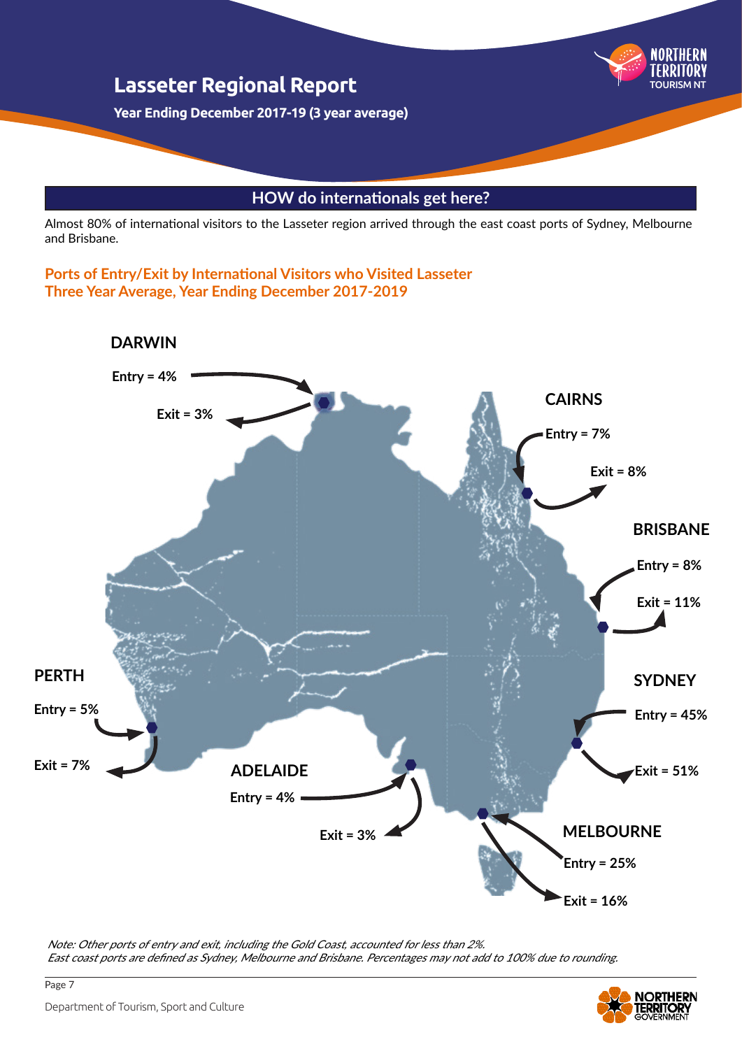# Lasseter Regional Report

**Year Ending December 2017-19 (3 year average)**

## HOW do internationals get here?

Almost 80% of international visitors to the Lasseter region arrived through the east coast ports of Sydney, Melbourne and Brisbane.

### Ports of Entry/Exit by International Visitors who Visited Lasseter
### Three Year Average, Year Ending December 2017-2019

**DARWIN**
Entry = 4%
Exit = 3%

**CAIRNS**
Entry = 7%
Exit = 8%

**BRISBANE**
Entry = 8%
Exit = 11%

**PERTH**
Entry = 5%
Exit = 7%

**SYDNEY**
Entry = 45%
Exit = 51%

**ADELAIDE**
Entry = 4%
Exit = 3%

**MELBOURNE**
Entry = 25%
Exit = 16%

*Note: Other ports of entry and exit, including the Gold Coast, accounted for less than 2%.*
*East coast ports are defined as Sydney, Melbourne and Brisbane. Percentages may not add to 100% due to rounding.*

Department of Tourism, Sport and Culture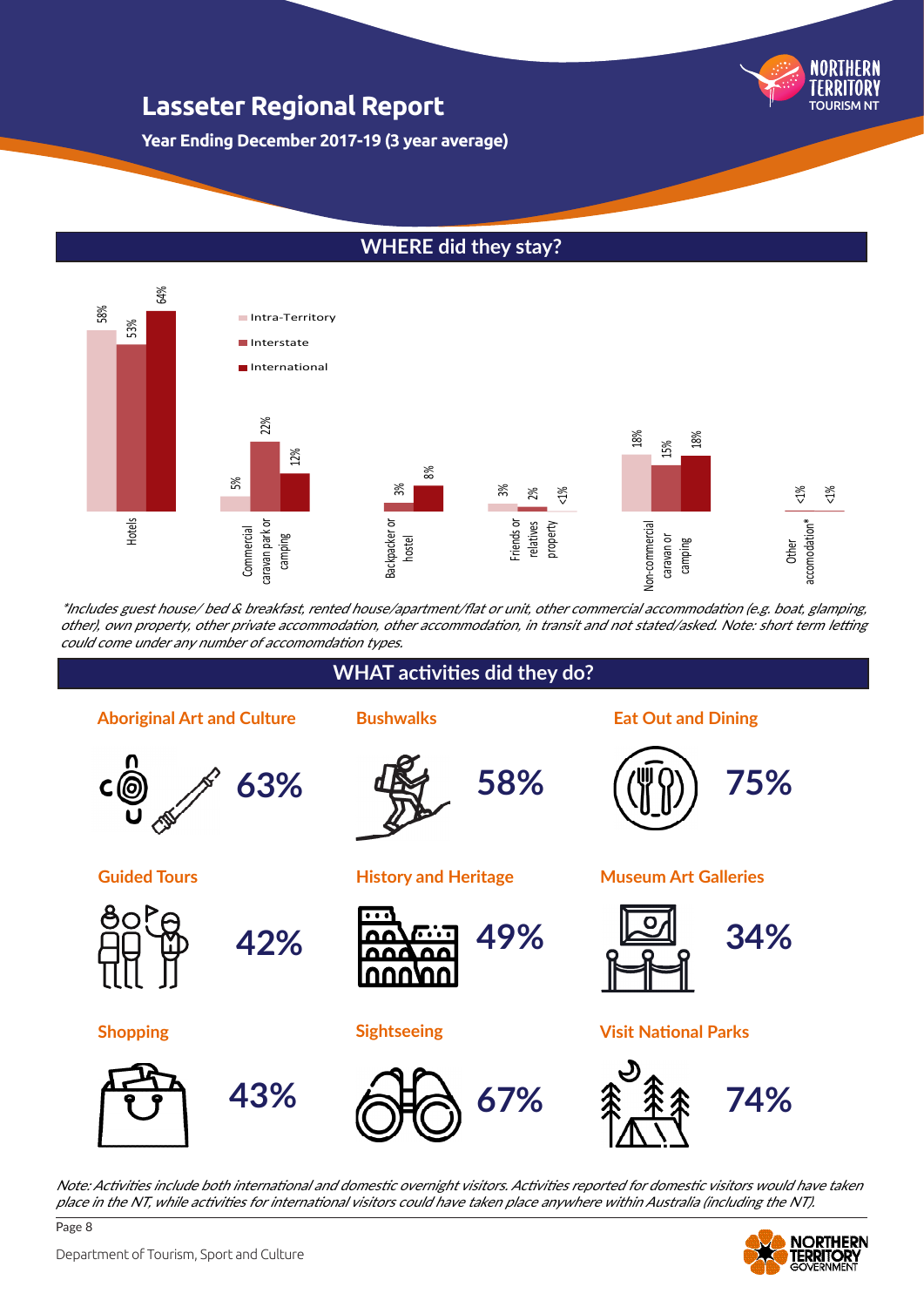# Lasseter Regional Report

**Year Ending December 2017-19 (3 year average)**

## WHERE did they stay?

| Accommodation | Intra-Territory | Interstate | International |
|---|---|---|---|
| Hotels | 58% | 53% | 64% |
| Commercial caravan park or camping | 5% | 22% | 12% |
| Backpacker or hostel | | 3% | 8% |
| Friends or relatives property | 3% | 2% | <1% |
| Non-commercial caravan or camping | 18% | 15% | 18% |
| Other accomodation* | | <1% | <1% |

*\*Includes guest house/ bed & breakfast, rented house/apartment/flat or unit, other commercial accommodation (e.g. boat, glamping, other), own property, other private accommodation, other accommodation, in transit and not stated/asked. Note: short term letting could come under any number of accomomdation types.*

## WHAT activities did they do?

| Activity | % |
|---|---|
| Aboriginal Art and Culture | 63% |
| Bushwalks | 58% |
| Eat Out and Dining | 75% |
| Guided Tours | 42% |
| History and Heritage | 49% |
| Museum Art Galleries | 34% |
| Shopping | 43% |
| Sightseeing | 67% |
| Visit National Parks | 74% |

*Note: Activities include both international and domestic overnight visitors. Activities reported for domestic visitors would have taken place in the NT, while activities for international visitors could have taken place anywhere within Australia (including the NT).*

Department of Tourism, Sport and Culture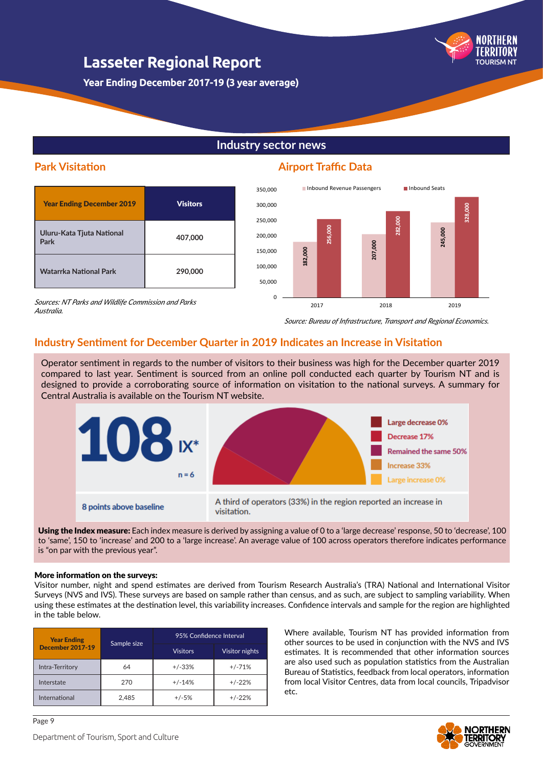# Lasseter Regional Report

**Year Ending December 2017-19 (3 year average)**

## Industry sector news

### Park Visitation

| Year Ending December 2019 | Visitors |
|---|---|
| Uluru-Kata Tjuta National Park | 407,000 |
| Watarrka National Park | 290,000 |

*Sources: NT Parks and Wildlife Commission and Parks Australia.*

### Airport Traffic Data

Inbound Revenue Passengers
Inbound Seats

350,000
300,000
250,000
200,000
150,000
100,000
50,000
0

2017: 182,000 / 256,000
2018: 207,000 / 282,000
2019: 245,000 / 328,000

*Source: Bureau of Infrastructure, Transport and Regional Economics.*

### Industry Sentiment for December Quarter in 2019 Indicates an Increase in Visitation

Operator sentiment in regards to the number of visitors to their business was high for the December quarter 2019 compared to last year. Sentiment is sourced from an online poll conducted each quarter by Tourism NT and is designed to provide a corroborating source of information on visitation to the national surveys. A summary for Central Australia is available on the Tourism NT website.

108 IX*

n = 6

Large decrease 0%
Decrease 17%
Remained the same 50%
Increase 33%
Large increase 0%

8 points above baseline

A third of operators (33%) in the region reported an increase in visitation.

**Using the Index measure:** Each index measure is derived by assigning a value of 0 to a 'large decrease' response, 50 to 'decrease', 100 to 'same', 150 to 'increase' and 200 to a 'large increase'. An average value of 100 across operators therefore indicates performance is "on par with the previous year".

**More information on the surveys:**
Visitor number, night and spend estimates are derived from Tourism Research Australia's (TRA) National and International Visitor Surveys (NVS and IVS). These surveys are based on sample rather than census, and as such, are subject to sampling variability. When using these estimates at the destination level, this variability increases. Confidence intervals and sample for the region are highlighted in the table below.

| Year Ending December 2017-19 | Sample size | 95% Confidence Interval | |
|---|---|---|---|
| | | Visitors | Visitor nights |
| Intra-Territory | 64 | +/-33% | +/-71% |
| Interstate | 270 | +/-14% | +/-22% |
| International | 2,485 | +/-5% | +/-22% |

Where available, Tourism NT has provided information from other sources to be used in conjunction with the NVS and IVS estimates. It is recommended that other information sources are also used such as population statistics from the Australian Bureau of Statistics, feedback from local operators, information from local Visitor Centres, data from local councils, Tripadvisor etc.

Department of Tourism, Sport and Culture